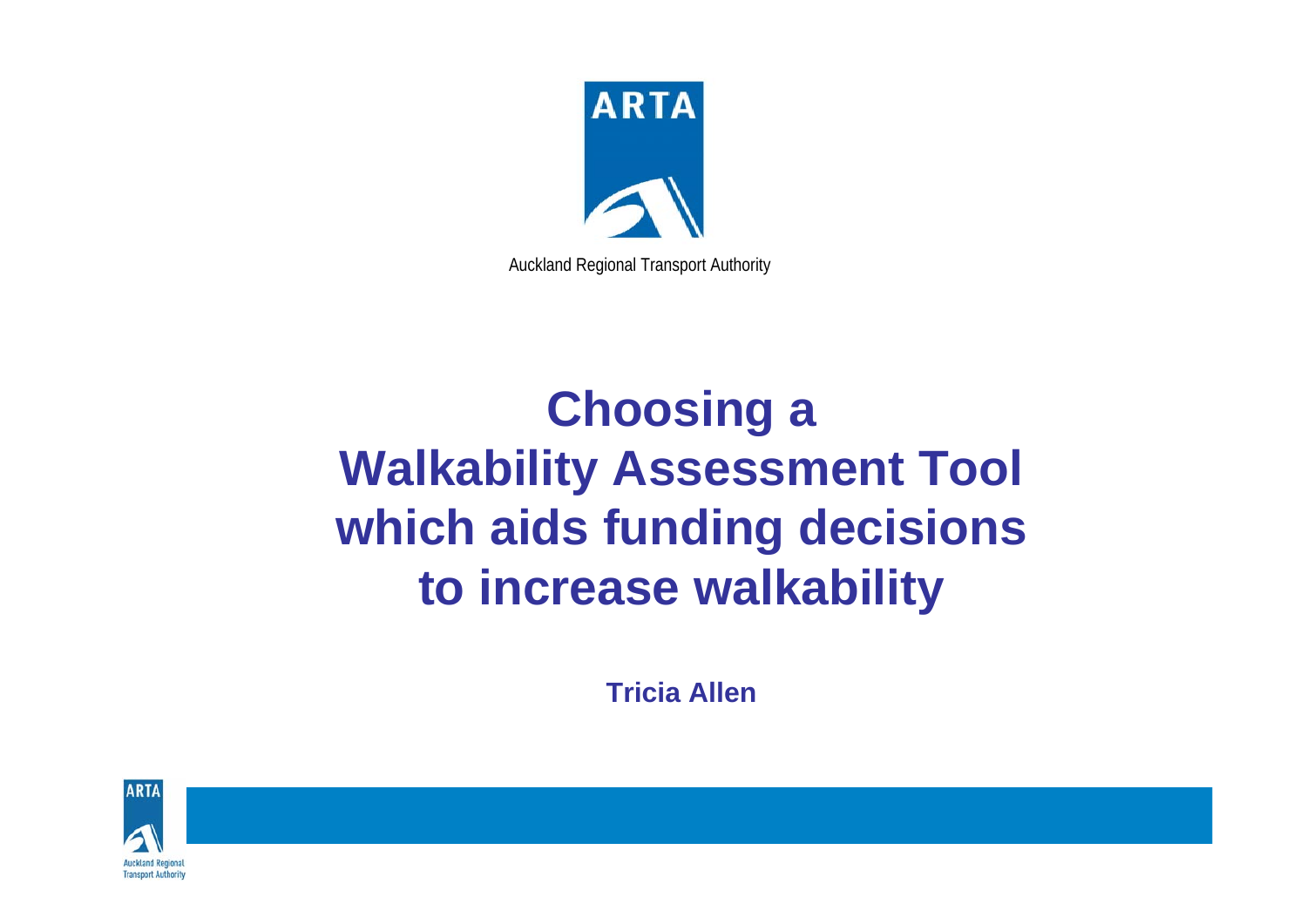ARTA

Auckland Regional Transport Authority

# Choosing a Walkability Assessment Tool which aids funding decisions to increase walkability

**Tricia Allen**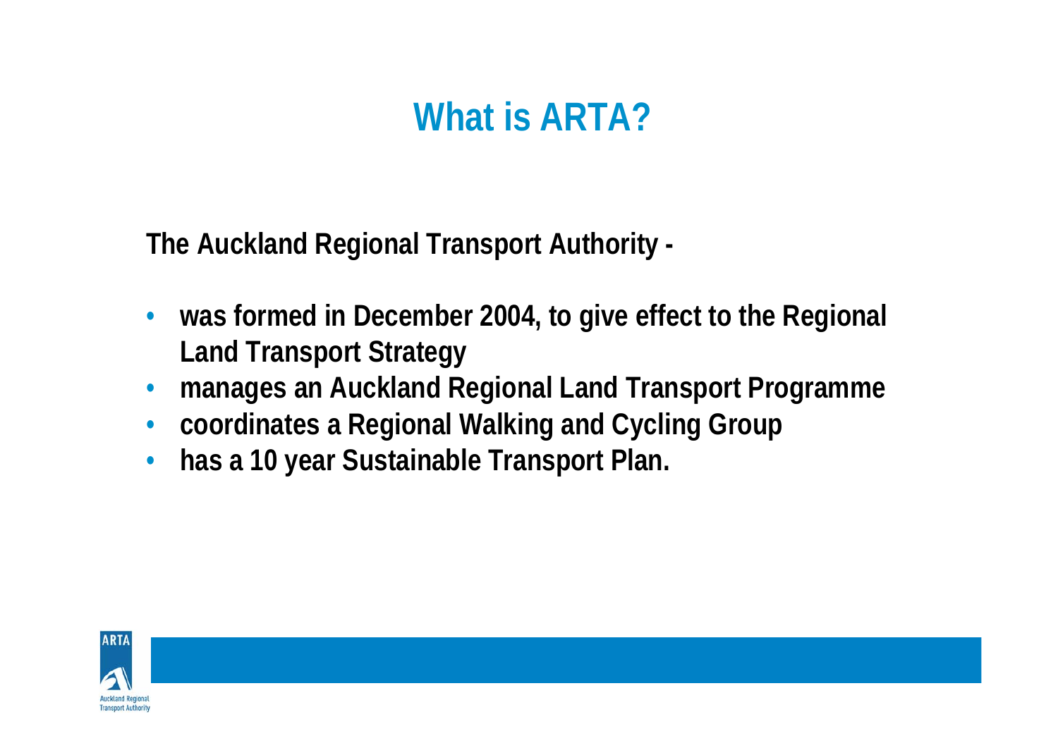# What is ARTA?

**The Auckland Regional Transport Authority -**

- **was formed in December 2004, to give effect to the Regional Land Transport Strategy**
- **manages an Auckland Regional Land Transport Programme**
- **coordinates a Regional Walking and Cycling Group**
- **has a 10 year Sustainable Transport Plan.**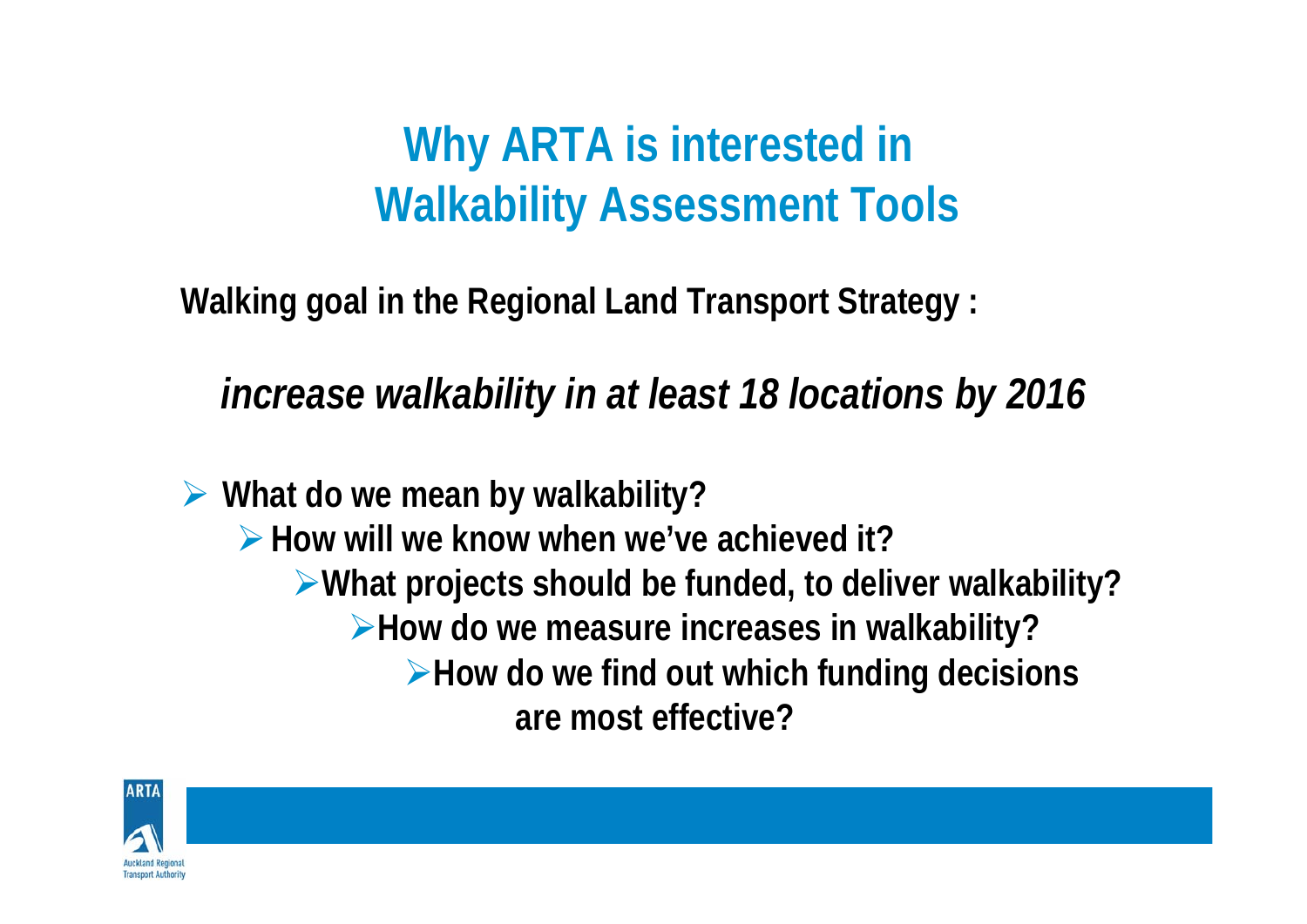# Why ARTA is interested in Walkability Assessment Tools

**Walking goal in the Regional Land Transport Strategy :**

***increase walkability in at least 18 locations by 2016***

- **What do we mean by walkability?**
  - **How will we know when we've achieved it?**
    - **What projects should be funded, to deliver walkability?**
      - **How do we measure increases in walkability?**
        - **How do we find out which funding decisions are most effective?**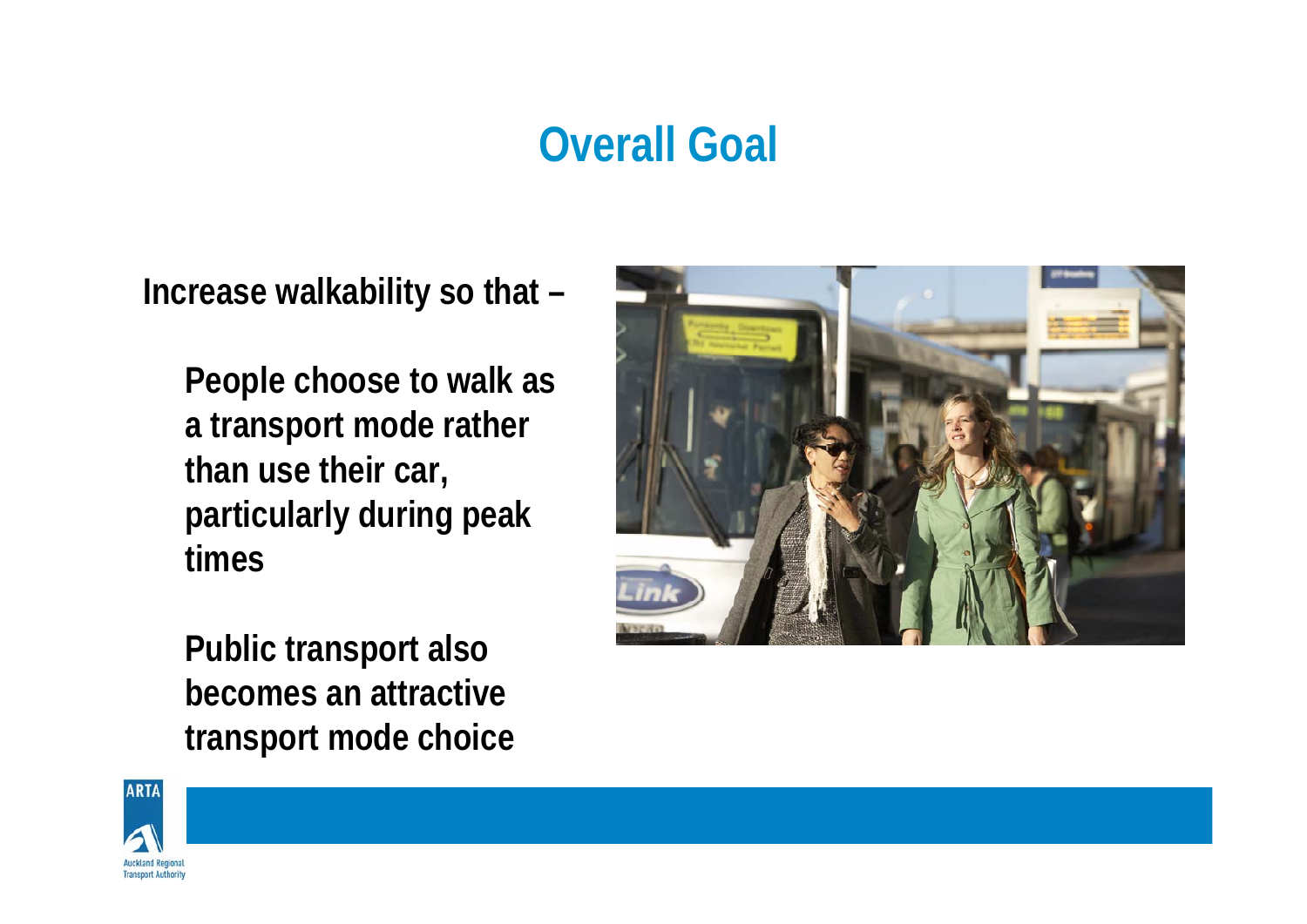# Overall Goal

**Increase walkability so that –**

**People choose to walk as a transport mode rather than use their car, particularly during peak times**

**Public transport also becomes an attractive transport mode choice**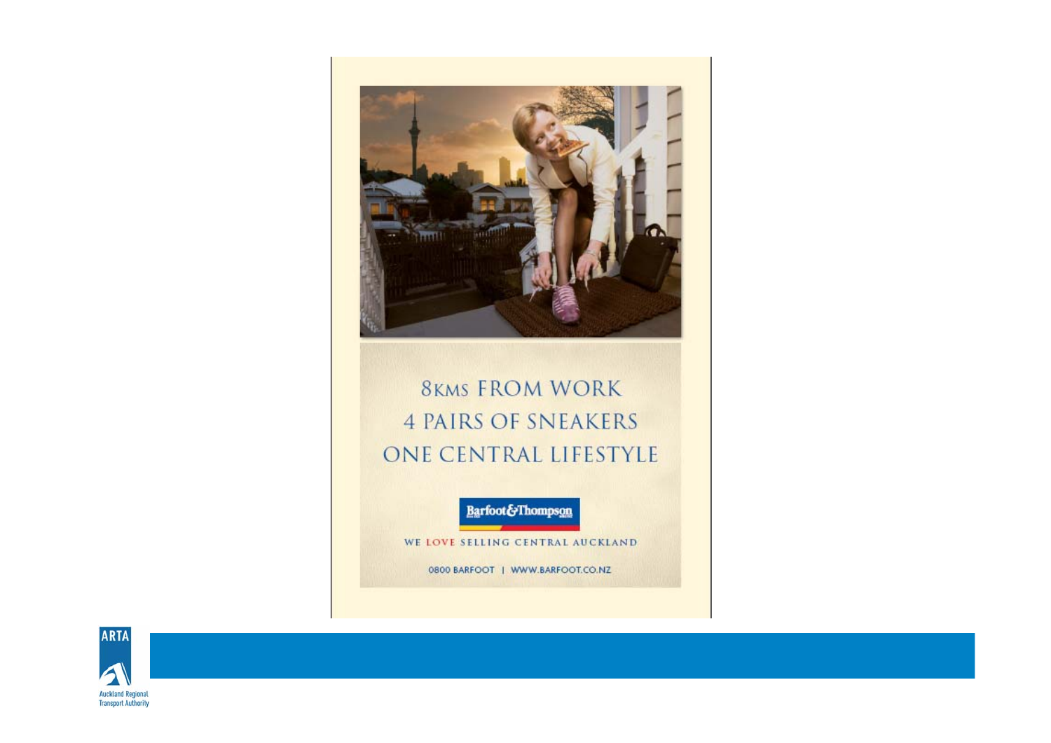8KMS FROM WORK
4 PAIRS OF SNEAKERS
ONE CENTRAL LIFESTYLE

Barfoot&Thompson

WE LOVE SELLING CENTRAL AUCKLAND

0800 BARFOOT | WWW.BARFOOT.CO.NZ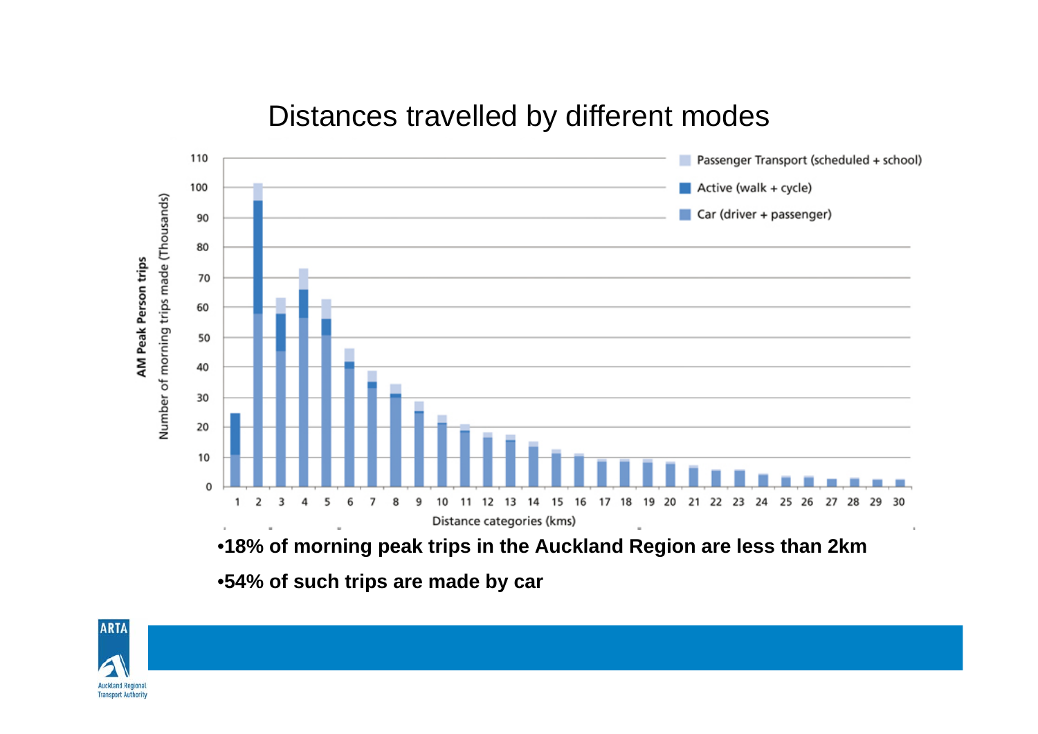# Distances travelled by different modes

•**18% of morning peak trips in the Auckland Region are less than 2km**

•**54% of such trips are made by car**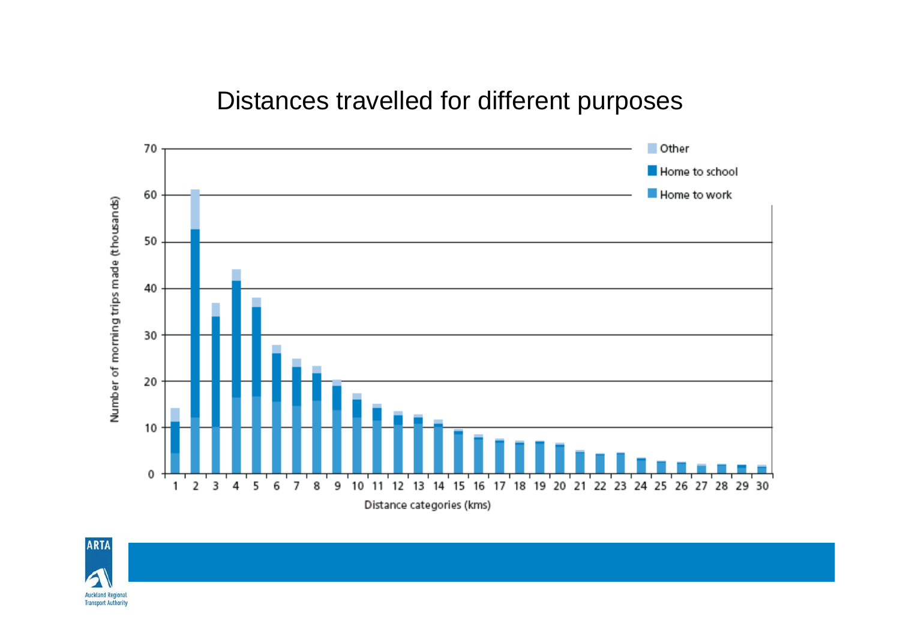# Distances travelled for different purposes

Number of morning trips made (thousands)

Distance categories (kms)

Other

Home to school

Home to work

ARTA

Auckland Regional Transport Authority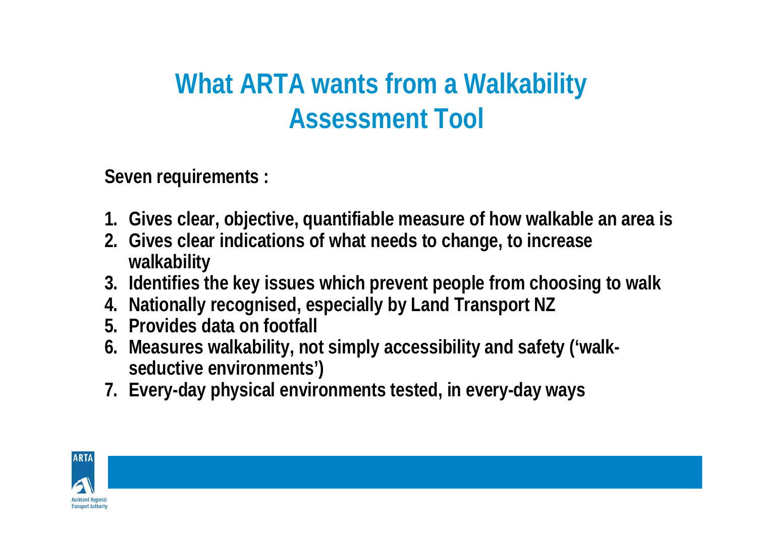# What ARTA wants from a Walkability Assessment Tool

**Seven requirements :**

1. **Gives clear, objective, quantifiable measure of how walkable an area is**
2. **Gives clear indications of what needs to change, to increase walkability**
3. **Identifies the key issues which prevent people from choosing to walk**
4. **Nationally recognised, especially by Land Transport NZ**
5. **Provides data on footfall**
6. **Measures walkability, not simply accessibility and safety ('walk-seductive environments')**
7. **Every-day physical environments tested, in every-day ways**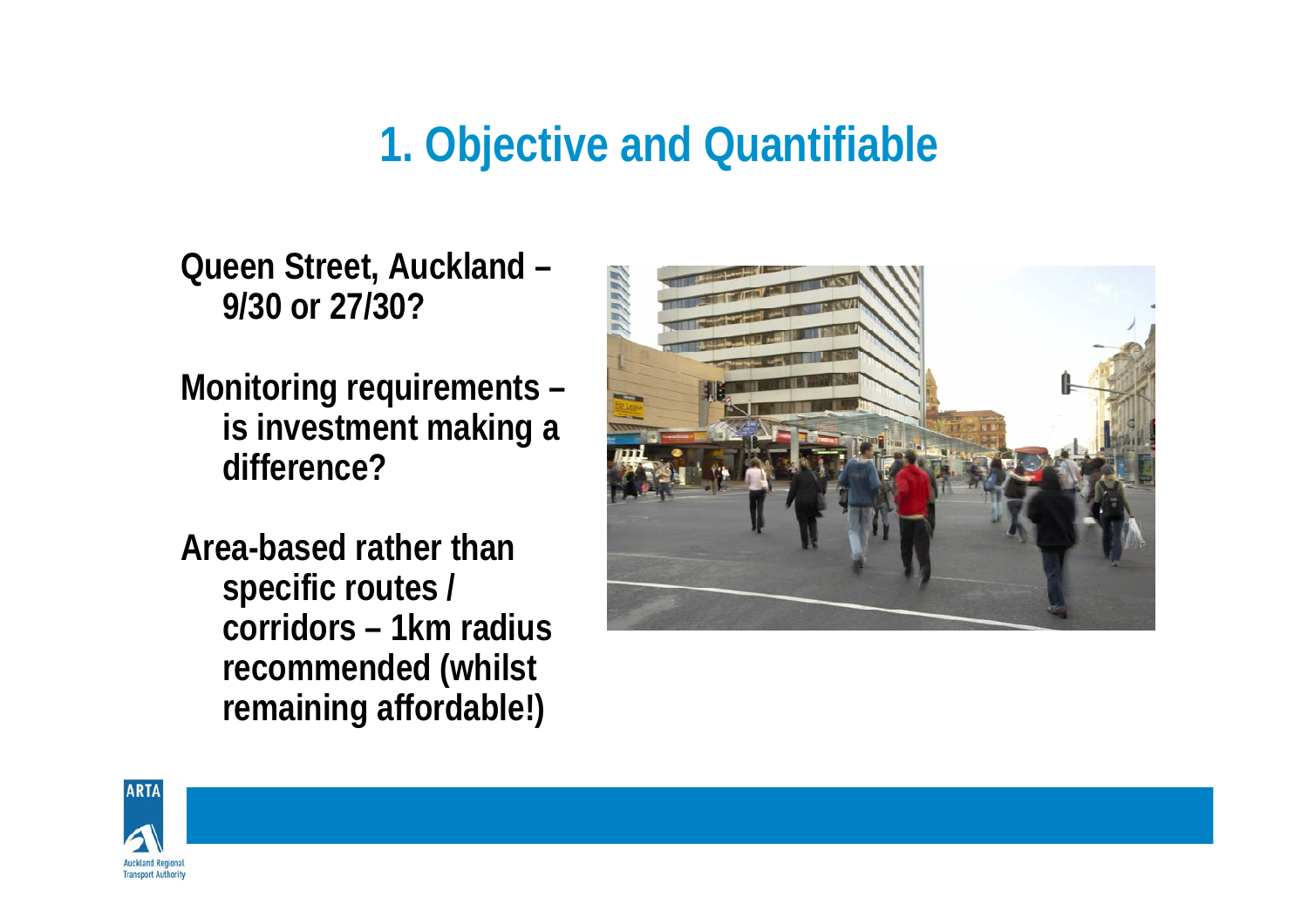# 1. Objective and Quantifiable

- Queen Street, Auckland – 9/30 or 27/30?
- Monitoring requirements – is investment making a difference?
- Area-based rather than specific routes / corridors – 1km radius recommended (whilst remaining affordable!)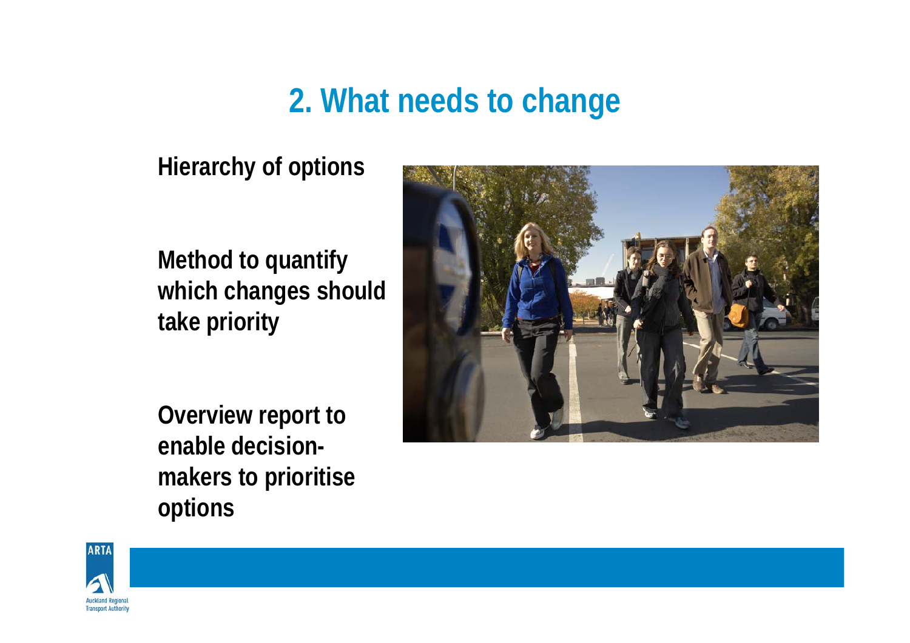## 2. What needs to change

**Hierarchy of options**

**Method to quantify which changes should take priority**

**Overview report to enable decision-makers to prioritise options**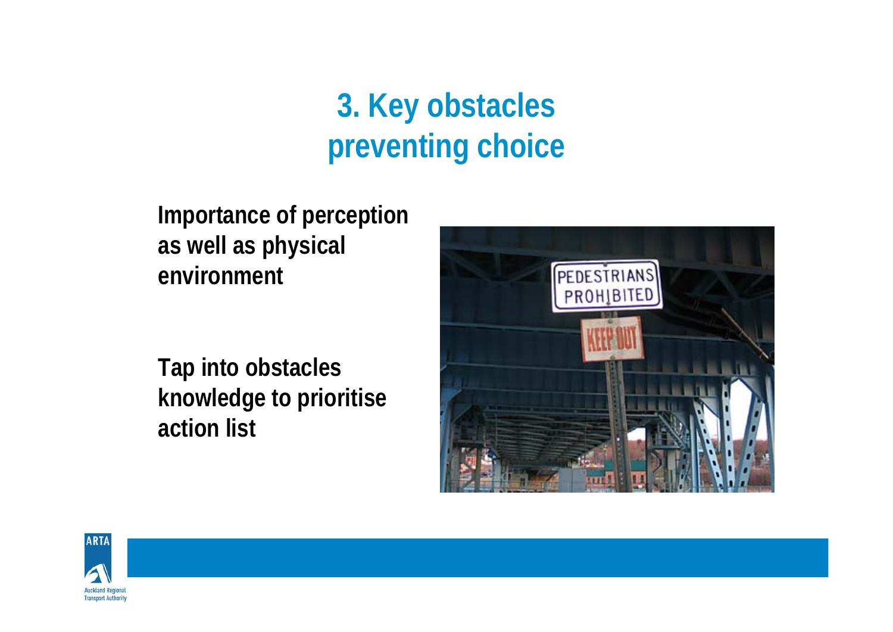# 3. Key obstacles preventing choice

**Importance of perception as well as physical environment**

**Tap into obstacles knowledge to prioritise action list**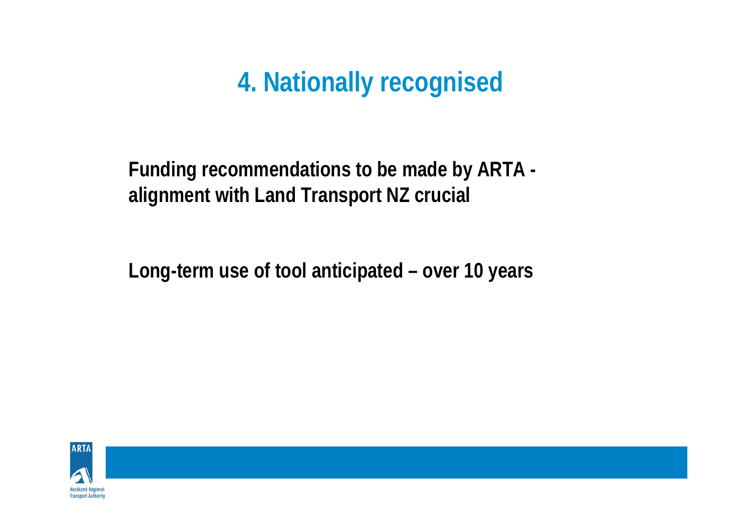# 4. Nationally recognised

**Funding recommendations to be made by ARTA - alignment with Land Transport NZ crucial**

**Long-term use of tool anticipated – over 10 years**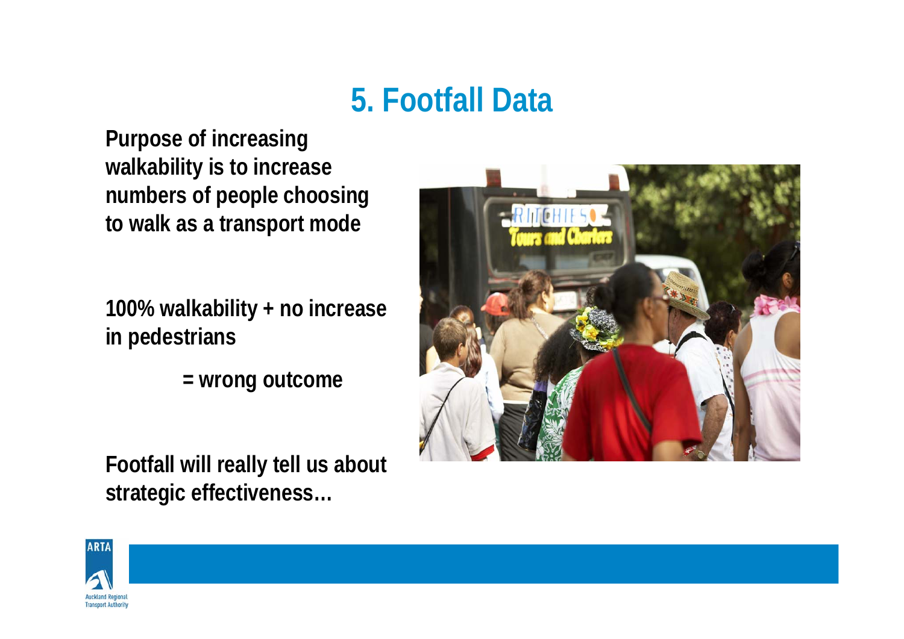# 5. Footfall Data

**Purpose of increasing walkability is to increase numbers of people choosing to walk as a transport mode**

**100% walkability + no increase in pedestrians**

**= wrong outcome**

**Footfall will really tell us about strategic effectiveness…**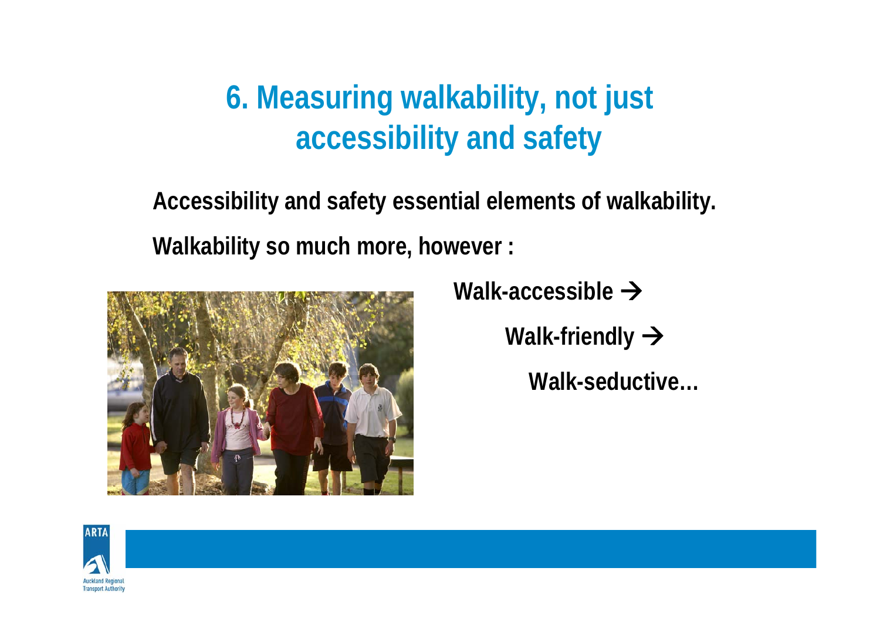# 6. Measuring walkability, not just accessibility and safety

**Accessibility and safety essential elements of walkability.**

**Walkability so much more, however :**

**Walk-accessible →**

**Walk-friendly →**

**Walk-seductive…**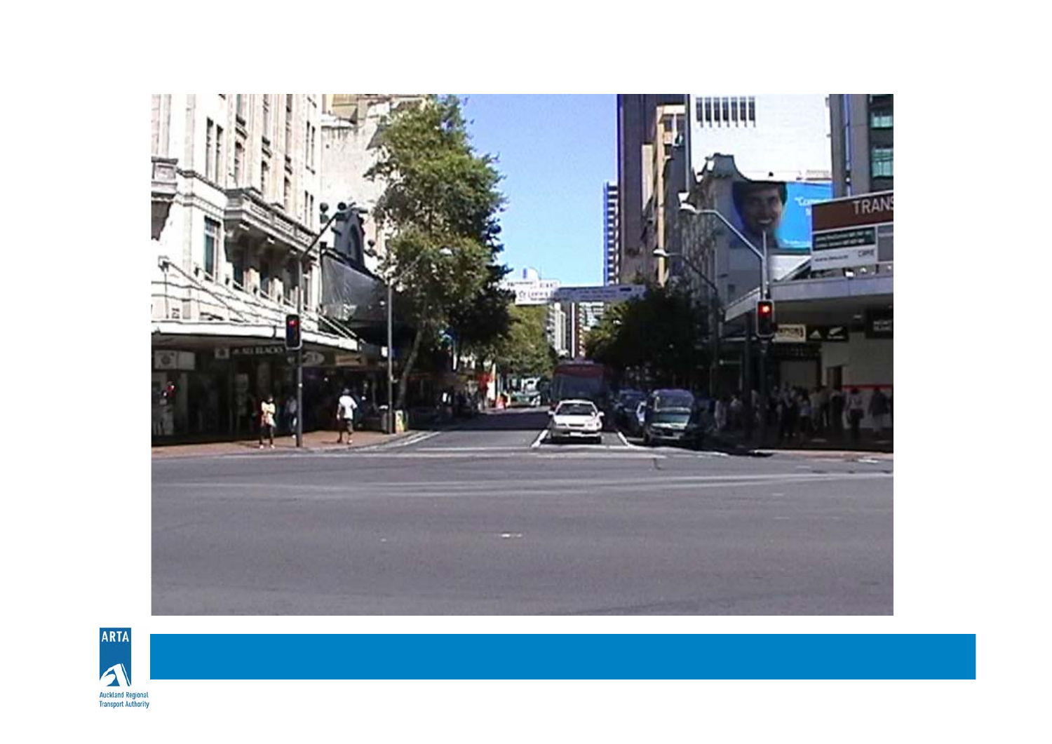ARTA

Auckland Regional Transport Authority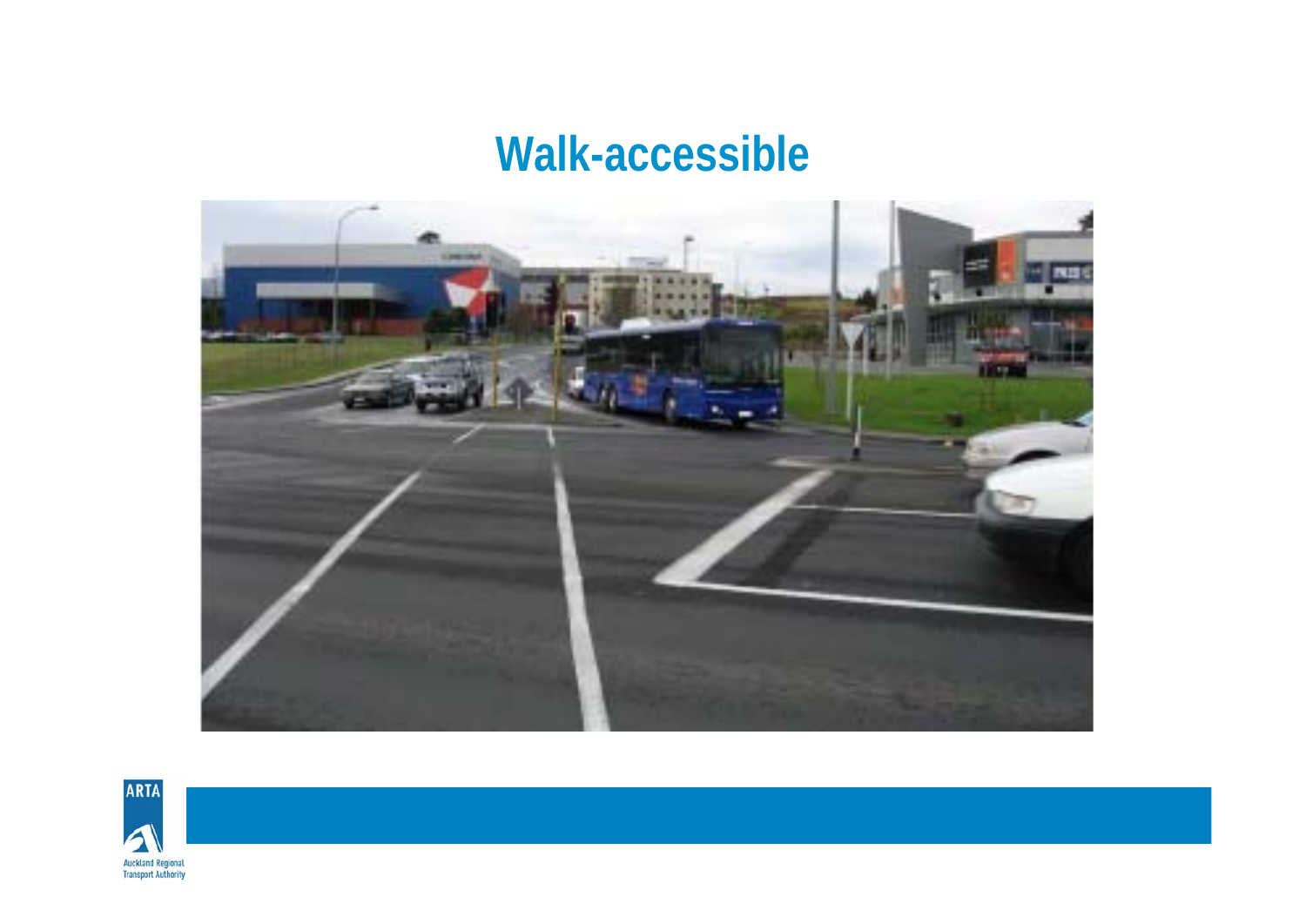# Walk-accessible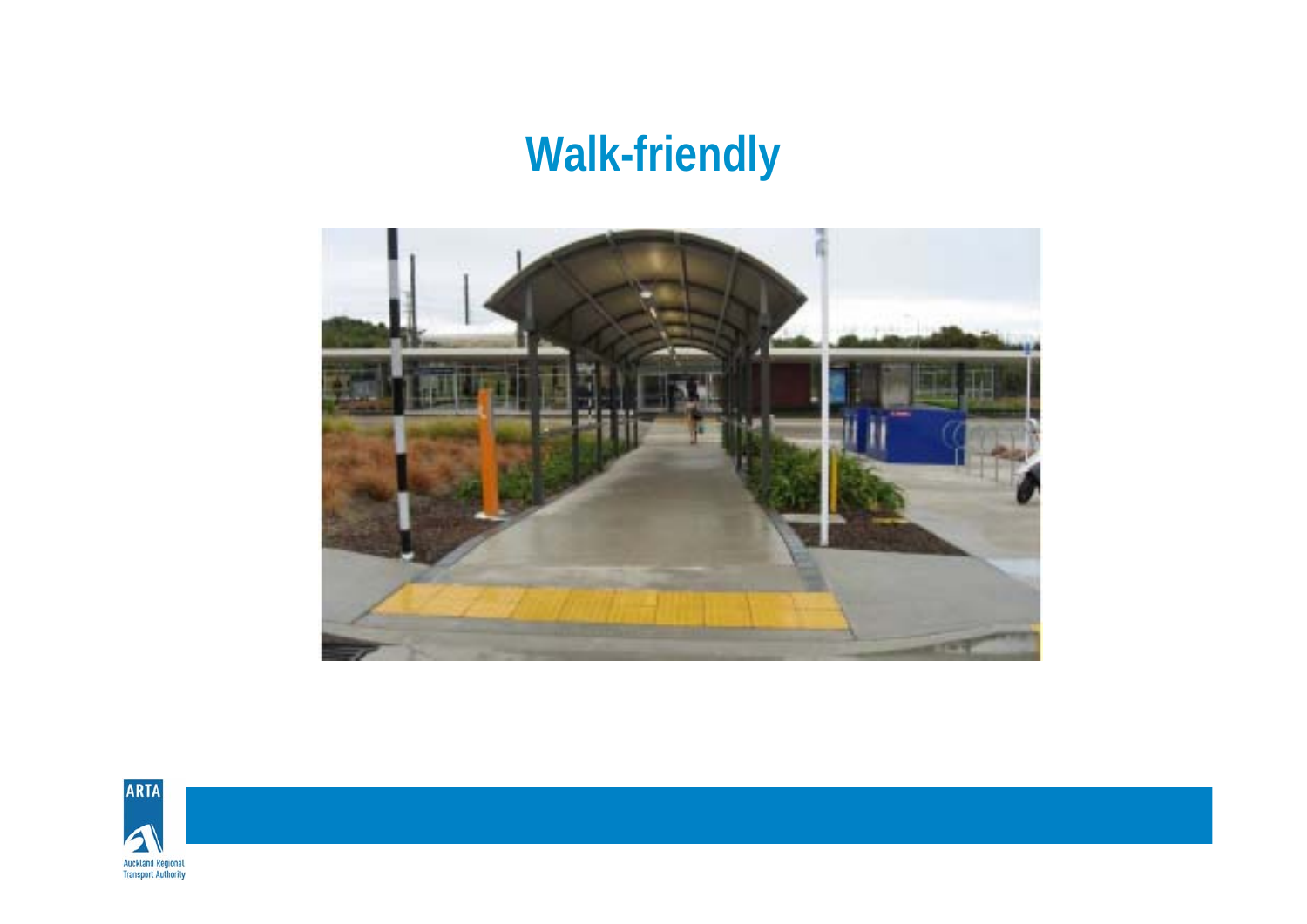# Walk-friendly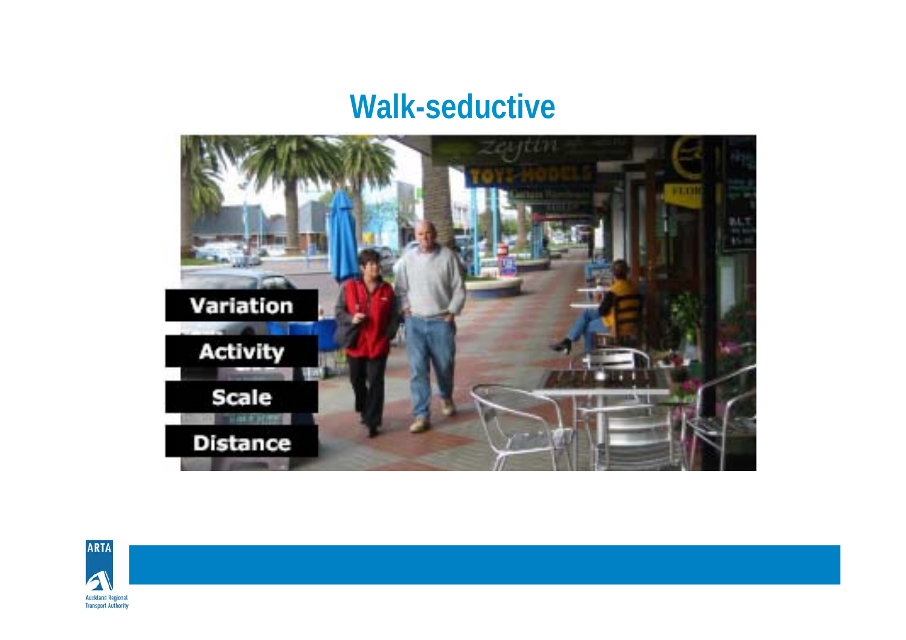# Walk-seductive

Variation

Activity

Scale

Distance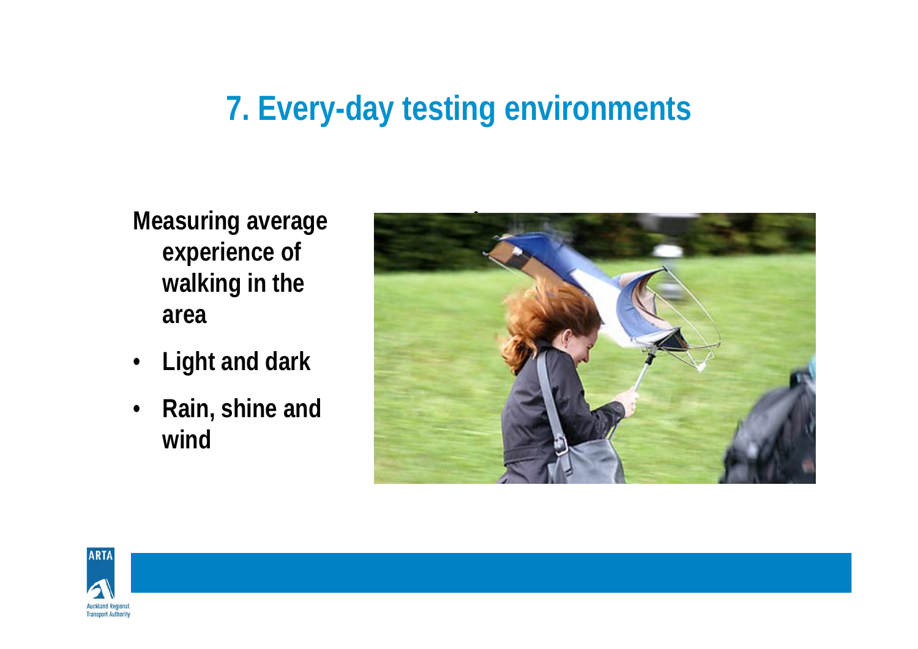# 7. Every-day testing environments

Measuring average experience of walking in the area

- Light and dark
- Rain, shine and wind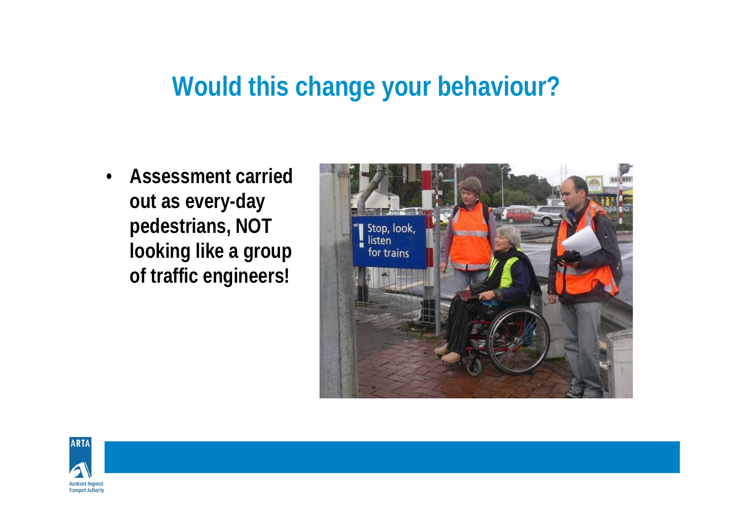# Would this change your behaviour?

- **Assessment carried out as every-day pedestrians, NOT looking like a group of traffic engineers!**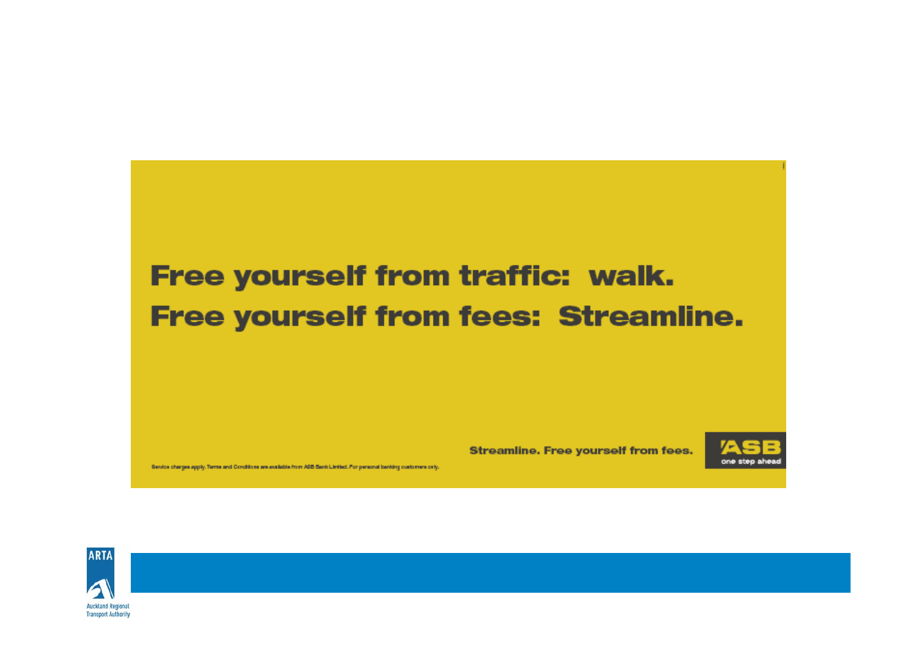Free yourself from traffic: walk.
Free yourself from fees: Streamline.

Service charges apply. Terms and Conditions are available from ASB Bank Limited. For personal banking customers only.

Streamline. Free yourself from fees.

ASB one step ahead

ARTA Auckland Regional Transport Authority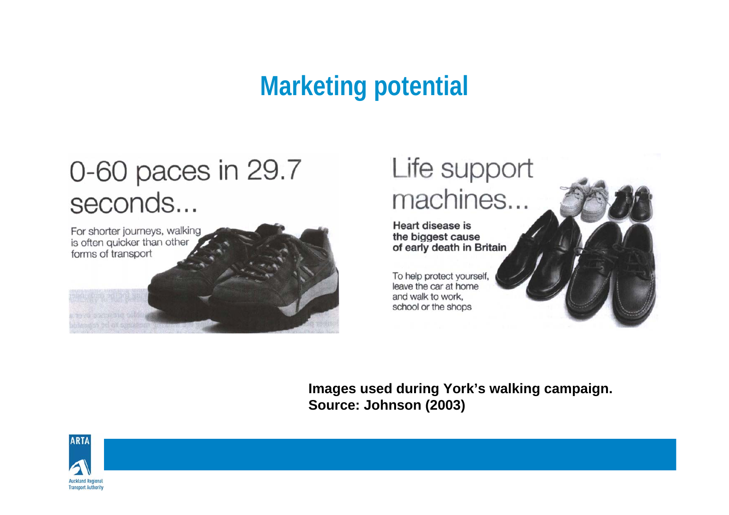## Marketing potential

0-60 paces in 29.7 seconds...

For shorter journeys, walking is often quicker than other forms of transport

Life support machines...

**Heart disease is the biggest cause of early death in Britain**

To help protect yourself, leave the car at home and walk to work, school or the shops

**Images used during York's walking campaign. Source: Johnson (2003)**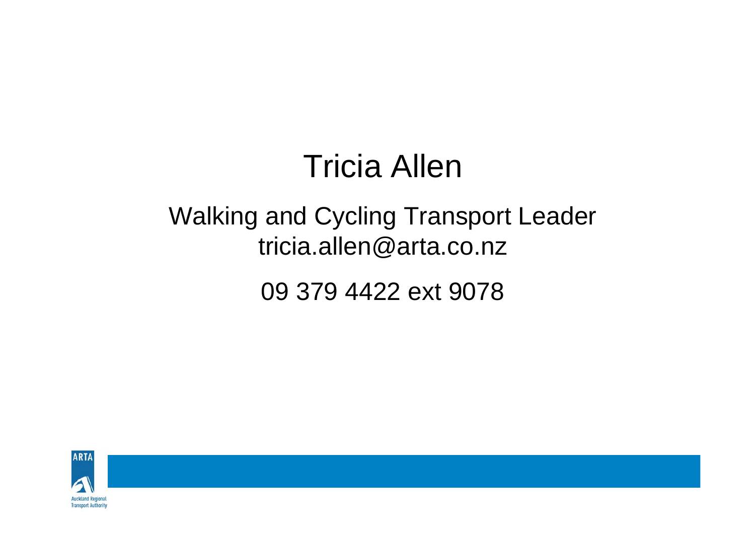# Tricia Allen

Walking and Cycling Transport Leader
tricia.allen@arta.co.nz

09 379 4422 ext 9078

ARTA
Auckland Regional Transport Authority